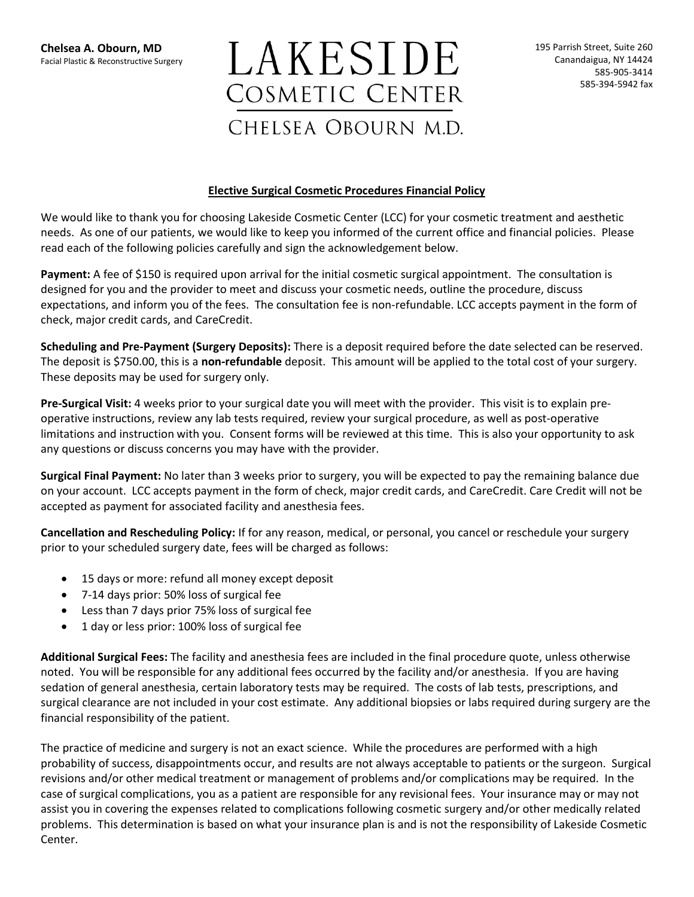**Chelsea A. Obourn, MD**
Facial Plastic & Reconstructive Surgery

# LAKESIDE COSMETIC CENTER
CHELSEA OBOURN M.D.

195 Parrish Street, Suite 260
Canandaigua, NY 14424
585-905-3414
585-394-5942 fax

## Elective Surgical Cosmetic Procedures Financial Policy

We would like to thank you for choosing Lakeside Cosmetic Center (LCC) for your cosmetic treatment and aesthetic needs. As one of our patients, we would like to keep you informed of the current office and financial policies. Please read each of the following policies carefully and sign the acknowledgement below.

**Payment:** A fee of $150 is required upon arrival for the initial cosmetic surgical appointment. The consultation is designed for you and the provider to meet and discuss your cosmetic needs, outline the procedure, discuss expectations, and inform you of the fees. The consultation fee is non-refundable. LCC accepts payment in the form of check, major credit cards, and CareCredit.

**Scheduling and Pre-Payment (Surgery Deposits):** There is a deposit required before the date selected can be reserved. The deposit is $750.00, this is a **non-refundable** deposit. This amount will be applied to the total cost of your surgery. These deposits may be used for surgery only.

**Pre-Surgical Visit:** 4 weeks prior to your surgical date you will meet with the provider. This visit is to explain pre-operative instructions, review any lab tests required, review your surgical procedure, as well as post-operative limitations and instruction with you. Consent forms will be reviewed at this time. This is also your opportunity to ask any questions or discuss concerns you may have with the provider.

**Surgical Final Payment:** No later than 3 weeks prior to surgery, you will be expected to pay the remaining balance due on your account. LCC accepts payment in the form of check, major credit cards, and CareCredit. Care Credit will not be accepted as payment for associated facility and anesthesia fees.

**Cancellation and Rescheduling Policy:** If for any reason, medical, or personal, you cancel or reschedule your surgery prior to your scheduled surgery date, fees will be charged as follows:

- 15 days or more: refund all money except deposit
- 7-14 days prior: 50% loss of surgical fee
- Less than 7 days prior 75% loss of surgical fee
- 1 day or less prior: 100% loss of surgical fee

**Additional Surgical Fees:** The facility and anesthesia fees are included in the final procedure quote, unless otherwise noted. You will be responsible for any additional fees occurred by the facility and/or anesthesia. If you are having sedation of general anesthesia, certain laboratory tests may be required. The costs of lab tests, prescriptions, and surgical clearance are not included in your cost estimate. Any additional biopsies or labs required during surgery are the financial responsibility of the patient.

The practice of medicine and surgery is not an exact science. While the procedures are performed with a high probability of success, disappointments occur, and results are not always acceptable to patients or the surgeon. Surgical revisions and/or other medical treatment or management of problems and/or complications may be required. In the case of surgical complications, you as a patient are responsible for any revisional fees. Your insurance may or may not assist you in covering the expenses related to complications following cosmetic surgery and/or other medically related problems. This determination is based on what your insurance plan is and is not the responsibility of Lakeside Cosmetic Center.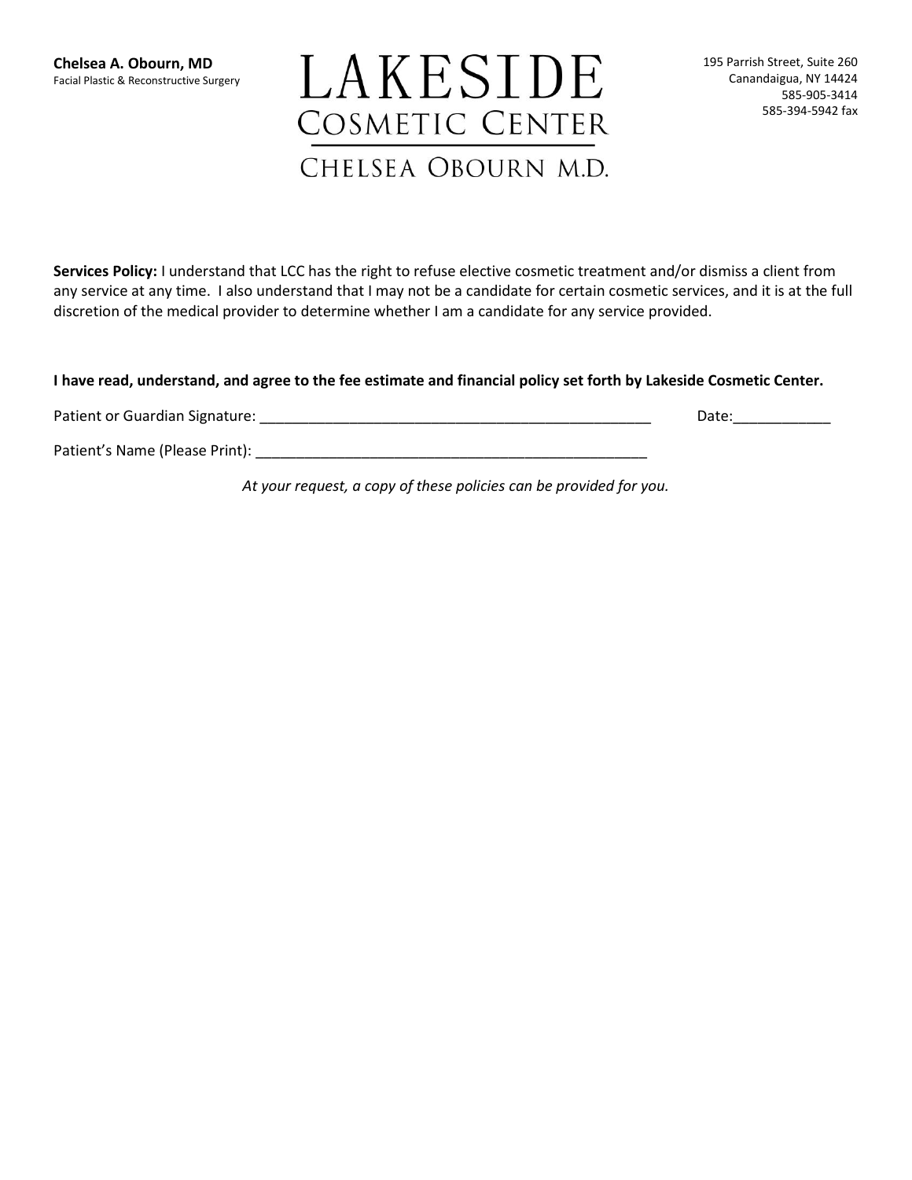**Chelsea A. Obourn, MD**
Facial Plastic & Reconstructive Surgery

LAKESIDE
COSMETIC CENTER
CHELSEA OBOURN M.D.

195 Parrish Street, Suite 260
Canandaigua, NY 14424
585-905-3414
585-394-5942 fax

**Services Policy:** I understand that LCC has the right to refuse elective cosmetic treatment and/or dismiss a client from any service at any time. I also understand that I may not be a candidate for certain cosmetic services, and it is at the full discretion of the medical provider to determine whether I am a candidate for any service provided.

**I have read, understand, and agree to the fee estimate and financial policy set forth by Lakeside Cosmetic Center.**

Patient or Guardian Signature: _________________________________________________ Date:____________

Patient's Name (Please Print): ________________________________________________

*At your request, a copy of these policies can be provided for you.*